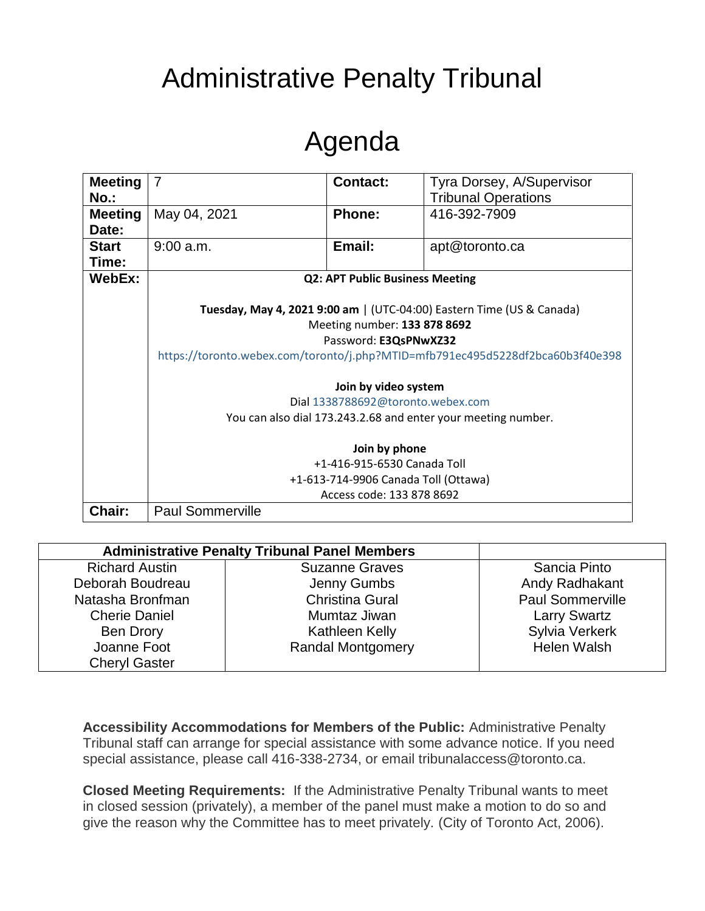# Administrative Penalty Tribunal

# Agenda

| **Meeting No.:** | 7 | **Contact:** | Tyra Dorsey, A/Supervisor Tribunal Operations |
|---|---|---|---|
| **Meeting Date:** | May 04, 2021 | **Phone:** | 416-392-7909 |
| **Start Time:** | 9:00 a.m. | **Email:** | apt@toronto.ca |
| **WebEx:** | **Q2: APT Public Business Meeting**<br><br>**Tuesday, May 4, 2021 9:00 am** \| (UTC-04:00) Eastern Time (US & Canada)<br>Meeting number: **133 878 8692**<br>Password: **E3QsPNwXZ32**<br>https://toronto.webex.com/toronto/j.php?MTID=mfb791ec495d5228df2bca60b3f40e398<br><br>**Join by video system**<br>Dial 1338788692@toronto.webex.com<br>You can also dial 173.243.2.68 and enter your meeting number.<br><br>**Join by phone**<br>+1-416-915-6530 Canada Toll<br>+1-613-714-9906 Canada Toll (Ottawa)<br>Access code: 133 878 8692 | | |
| **Chair:** | Paul Sommerville | | |

| **Administrative Penalty Tribunal Panel Members** | | |
|---|---|---|
| Richard Austin | Suzanne Graves | Sancia Pinto |
| Deborah Boudreau | Jenny Gumbs | Andy Radhakant |
| Natasha Bronfman | Christina Gural | Paul Sommerville |
| Cherie Daniel | Mumtaz Jiwan | Larry Swartz |
| Ben Drory | Kathleen Kelly | Sylvia Verkerk |
| Joanne Foot | Randal Montgomery | Helen Walsh |
| Cheryl Gaster | | |

**Accessibility Accommodations for Members of the Public:** Administrative Penalty Tribunal staff can arrange for special assistance with some advance notice. If you need special assistance, please call 416-338-2734, or email tribunalaccess@toronto.ca.

**Closed Meeting Requirements:** If the Administrative Penalty Tribunal wants to meet in closed session (privately), a member of the panel must make a motion to do so and give the reason why the Committee has to meet privately. (City of Toronto Act, 2006).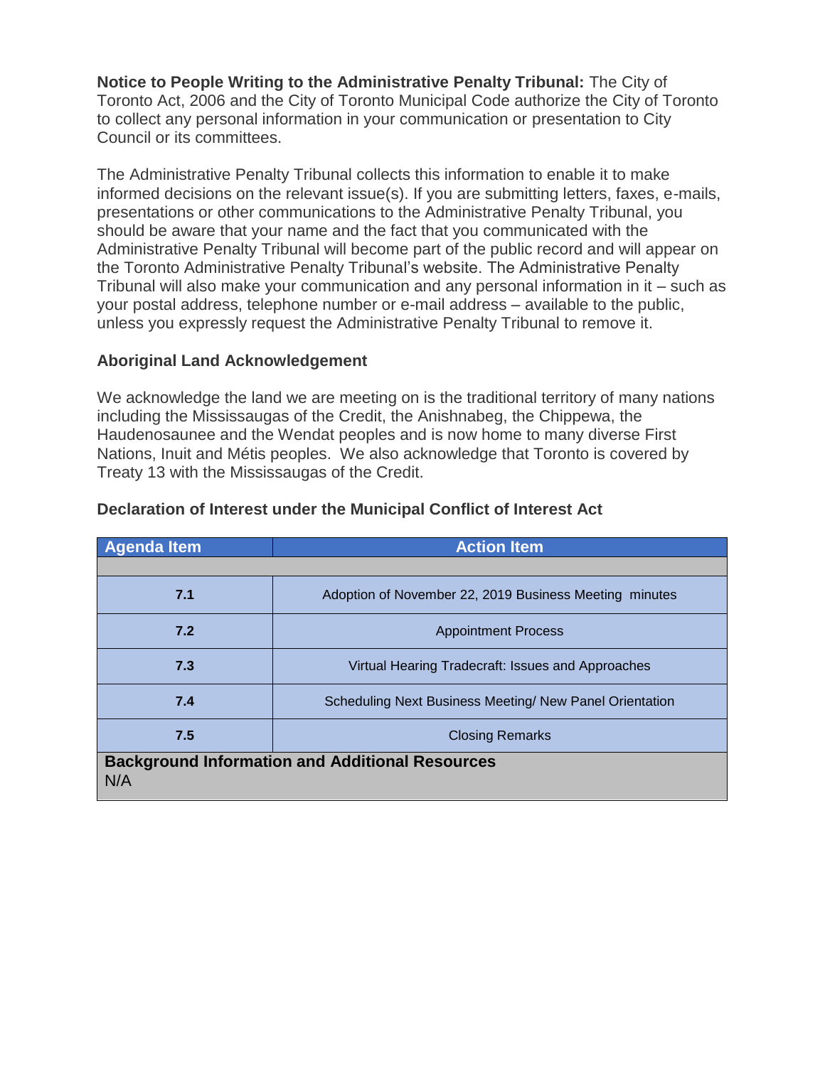**Notice to People Writing to the Administrative Penalty Tribunal:** The City of Toronto Act, 2006 and the City of Toronto Municipal Code authorize the City of Toronto to collect any personal information in your communication or presentation to City Council or its committees.

The Administrative Penalty Tribunal collects this information to enable it to make informed decisions on the relevant issue(s). If you are submitting letters, faxes, e-mails, presentations or other communications to the Administrative Penalty Tribunal, you should be aware that your name and the fact that you communicated with the Administrative Penalty Tribunal will become part of the public record and will appear on the Toronto Administrative Penalty Tribunal's website. The Administrative Penalty Tribunal will also make your communication and any personal information in it – such as your postal address, telephone number or e-mail address – available to the public, unless you expressly request the Administrative Penalty Tribunal to remove it.

### Aboriginal Land Acknowledgement

We acknowledge the land we are meeting on is the traditional territory of many nations including the Mississaugas of the Credit, the Anishnabeg, the Chippewa, the Haudenosaunee and the Wendat peoples and is now home to many diverse First Nations, Inuit and Métis peoples. We also acknowledge that Toronto is covered by Treaty 13 with the Mississaugas of the Credit.

### Declaration of Interest under the Municipal Conflict of Interest Act

| Agenda Item | Action Item |
|---|---|
| | |
| 7.1 | Adoption of November 22, 2019 Business Meeting minutes |
| 7.2 | Appointment Process |
| 7.3 | Virtual Hearing Tradecraft: Issues and Approaches |
| 7.4 | Scheduling Next Business Meeting/ New Panel Orientation |
| 7.5 | Closing Remarks |
| **Background Information and Additional Resources** N/A | |